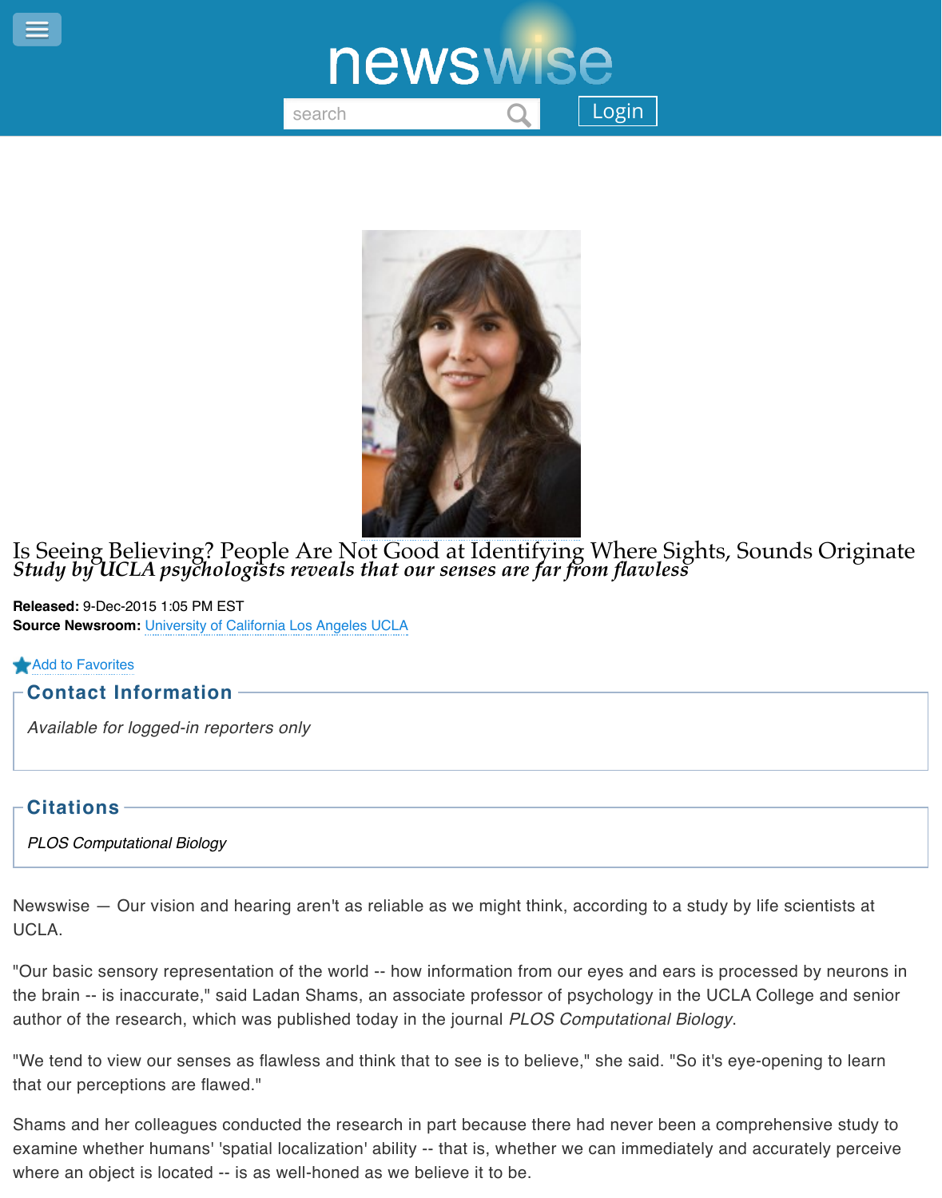newswise

# Is Seeing Believing? People Are Not Good at Identifying Where Sights, Sounds Originate

***Study by UCLA psychologists reveals that our senses are far from flawless***

**Released:** 9-Dec-2015 1:05 PM EST
**Source Newsroom:** University of California Los Angeles UCLA

Add to Favorites

## Contact Information

*Available for logged-in reporters only*

## Citations

*PLOS Computational Biology*

Newswise — Our vision and hearing aren't as reliable as we might think, according to a study by life scientists at UCLA.

"Our basic sensory representation of the world -- how information from our eyes and ears is processed by neurons in the brain -- is inaccurate," said Ladan Shams, an associate professor of psychology in the UCLA College and senior author of the research, which was published today in the journal *PLOS Computational Biology*.

"We tend to view our senses as flawless and think that to see is to believe," she said. "So it's eye-opening to learn that our perceptions are flawed."

Shams and her colleagues conducted the research in part because there had never been a comprehensive study to examine whether humans' 'spatial localization' ability -- that is, whether we can immediately and accurately perceive where an object is located -- is as well-honed as we believe it to be.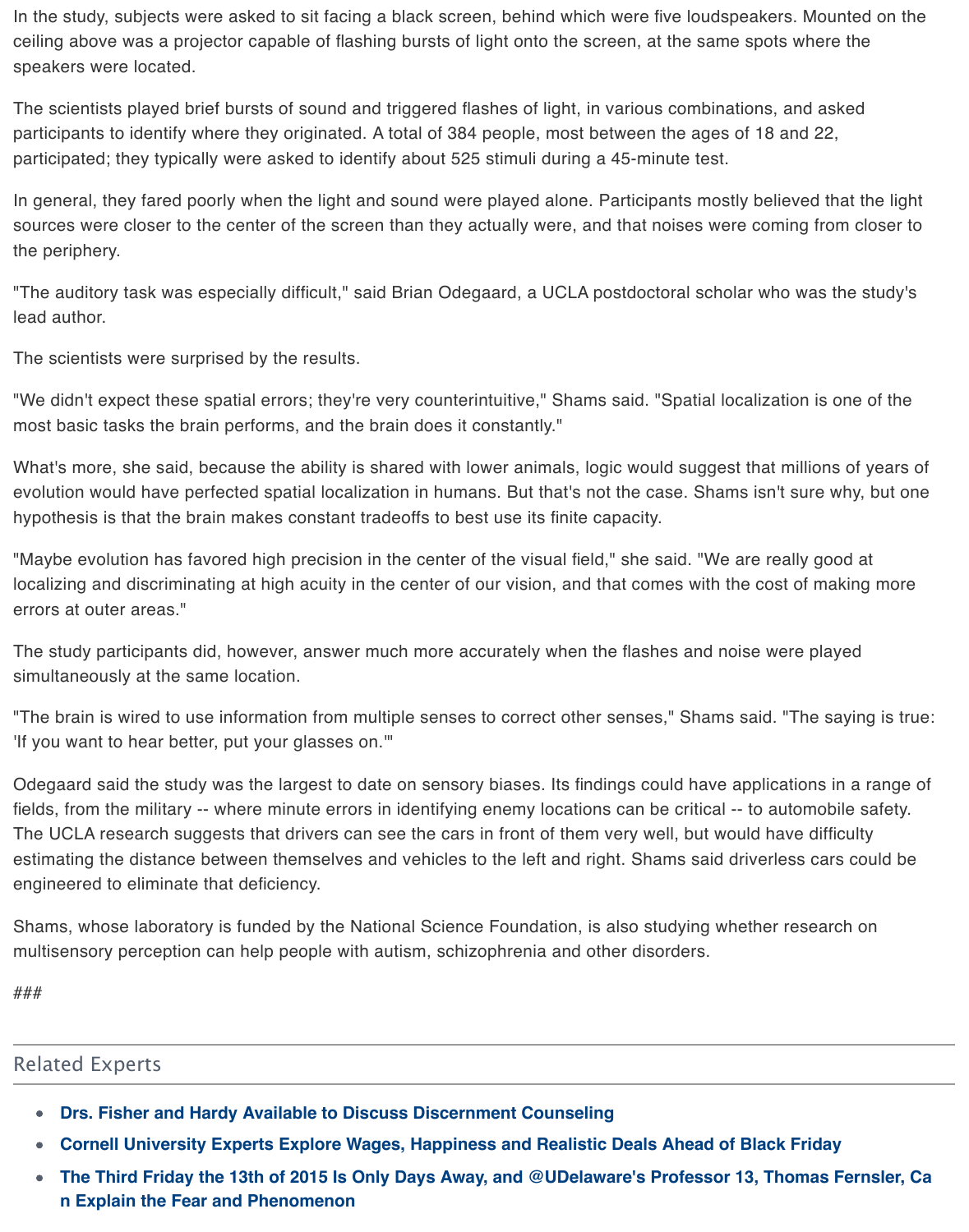In the study, subjects were asked to sit facing a black screen, behind which were five loudspeakers. Mounted on the ceiling above was a projector capable of flashing bursts of light onto the screen, at the same spots where the speakers were located.

The scientists played brief bursts of sound and triggered flashes of light, in various combinations, and asked participants to identify where they originated. A total of 384 people, most between the ages of 18 and 22, participated; they typically were asked to identify about 525 stimuli during a 45-minute test.

In general, they fared poorly when the light and sound were played alone. Participants mostly believed that the light sources were closer to the center of the screen than they actually were, and that noises were coming from closer to the periphery.

"The auditory task was especially difficult," said Brian Odegaard, a UCLA postdoctoral scholar who was the study's lead author.

The scientists were surprised by the results.

"We didn't expect these spatial errors; they're very counterintuitive," Shams said. "Spatial localization is one of the most basic tasks the brain performs, and the brain does it constantly."

What's more, she said, because the ability is shared with lower animals, logic would suggest that millions of years of evolution would have perfected spatial localization in humans. But that's not the case. Shams isn't sure why, but one hypothesis is that the brain makes constant tradeoffs to best use its finite capacity.

"Maybe evolution has favored high precision in the center of the visual field," she said. "We are really good at localizing and discriminating at high acuity in the center of our vision, and that comes with the cost of making more errors at outer areas."

The study participants did, however, answer much more accurately when the flashes and noise were played simultaneously at the same location.

"The brain is wired to use information from multiple senses to correct other senses," Shams said. "The saying is true: 'If you want to hear better, put your glasses on.'"

Odegaard said the study was the largest to date on sensory biases. Its findings could have applications in a range of fields, from the military -- where minute errors in identifying enemy locations can be critical -- to automobile safety. The UCLA research suggests that drivers can see the cars in front of them very well, but would have difficulty estimating the distance between themselves and vehicles to the left and right. Shams said driverless cars could be engineered to eliminate that deficiency.

Shams, whose laboratory is funded by the National Science Foundation, is also studying whether research on multisensory perception can help people with autism, schizophrenia and other disorders.

###

## Related Experts

- **Drs. Fisher and Hardy Available to Discuss Discernment Counseling**
- **Cornell University Experts Explore Wages, Happiness and Realistic Deals Ahead of Black Friday**
- **The Third Friday the 13th of 2015 Is Only Days Away, and @UDelaware's Professor 13, Thomas Fernsler, Can Explain the Fear and Phenomenon**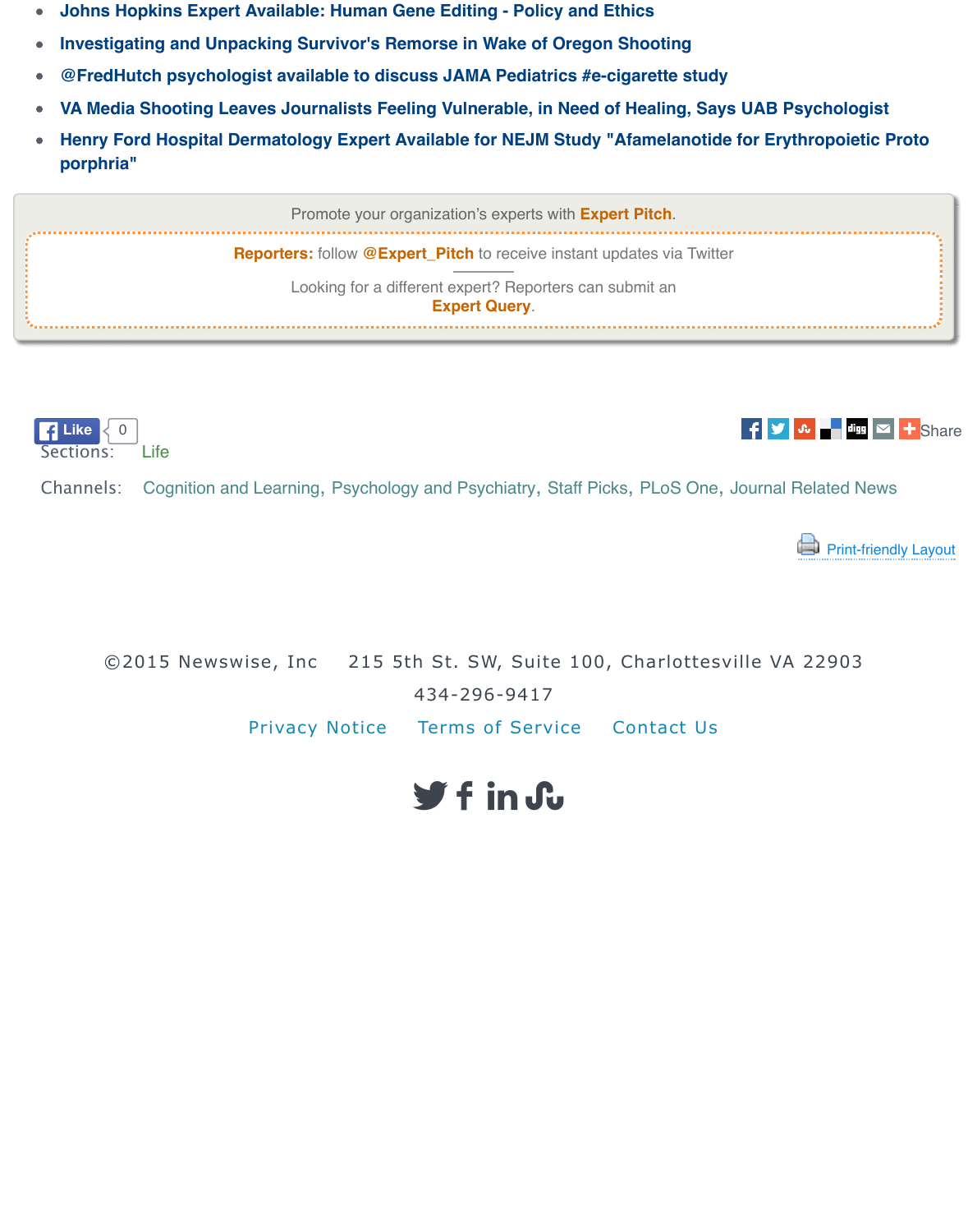- **Johns Hopkins Expert Available: Human Gene Editing - Policy and Ethics**
- **Investigating and Unpacking Survivor's Remorse in Wake of Oregon Shooting**
- **@FredHutch psychologist available to discuss JAMA Pediatrics #e-cigarette study**
- **VA Media Shooting Leaves Journalists Feeling Vulnerable, in Need of Healing, Says UAB Psychologist**
- **Henry Ford Hospital Dermatology Expert Available for NEJM Study "Afamelanotide for Erythropoietic Proto porphria"**

Promote your organization's experts with **Expert Pitch**.

**Reporters:** follow **@Expert_Pitch** to receive instant updates via Twitter

Looking for a different expert? Reporters can submit an **Expert Query**.

Like 0

Share

Sections: Life

Channels: Cognition and Learning, Psychology and Psychiatry, Staff Picks, PLoS One, Journal Related News

Print-friendly Layout

©2015 Newswise, Inc 215 5th St. SW, Suite 100, Charlottesville VA 22903

434-296-9417

Privacy Notice Terms of Service Contact Us